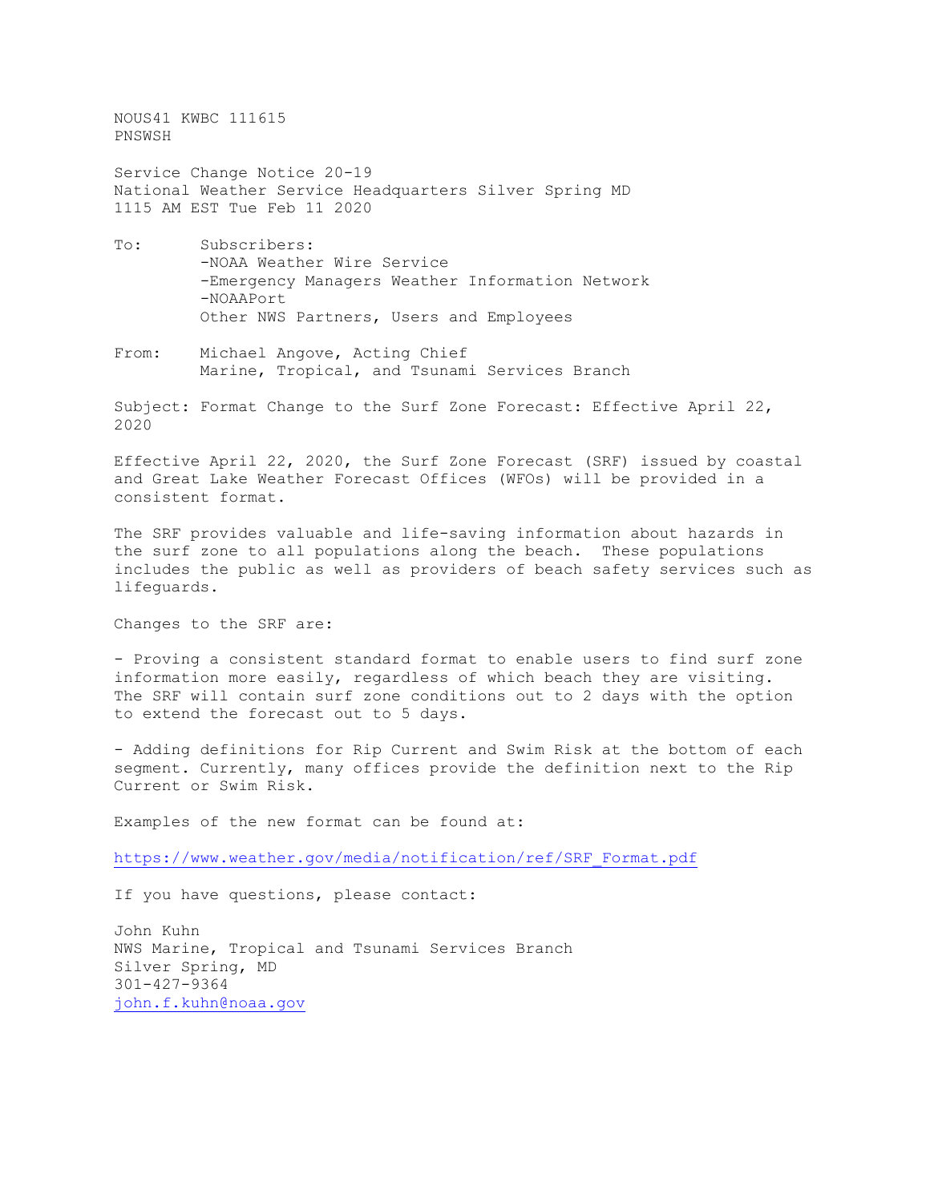NOUS41 KWBC 111615
PNSWSH

Service Change Notice 20-19
National Weather Service Headquarters Silver Spring MD
1115 AM EST Tue Feb 11 2020

To: Subscribers:
-NOAA Weather Wire Service
-Emergency Managers Weather Information Network
-NOAAPort
Other NWS Partners, Users and Employees

From: Michael Angove, Acting Chief
Marine, Tropical, and Tsunami Services Branch

Subject: Format Change to the Surf Zone Forecast: Effective April 22, 2020

Effective April 22, 2020, the Surf Zone Forecast (SRF) issued by coastal and Great Lake Weather Forecast Offices (WFOs) will be provided in a consistent format.

The SRF provides valuable and life-saving information about hazards in the surf zone to all populations along the beach. These populations includes the public as well as providers of beach safety services such as lifeguards.

Changes to the SRF are:

- Proving a consistent standard format to enable users to find surf zone information more easily, regardless of which beach they are visiting. The SRF will contain surf zone conditions out to 2 days with the option to extend the forecast out to 5 days.

- Adding definitions for Rip Current and Swim Risk at the bottom of each segment. Currently, many offices provide the definition next to the Rip Current or Swim Risk.

Examples of the new format can be found at:

https://www.weather.gov/media/notification/ref/SRF_Format.pdf

If you have questions, please contact:

John Kuhn
NWS Marine, Tropical and Tsunami Services Branch
Silver Spring, MD
301-427-9364
john.f.kuhn@noaa.gov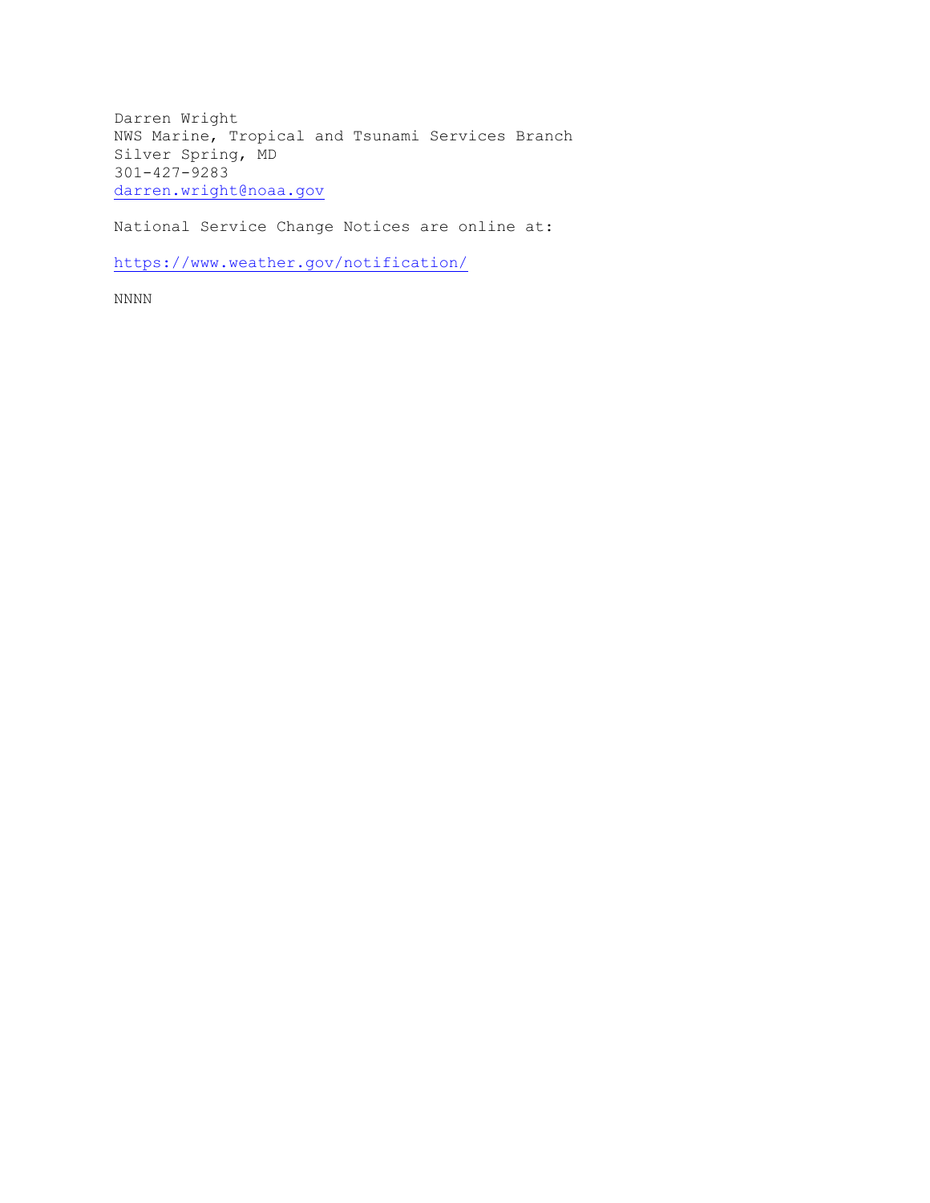Darren Wright
NWS Marine, Tropical and Tsunami Services Branch
Silver Spring, MD
301-427-9283
darren.wright@noaa.gov

National Service Change Notices are online at:

https://www.weather.gov/notification/

NNNN